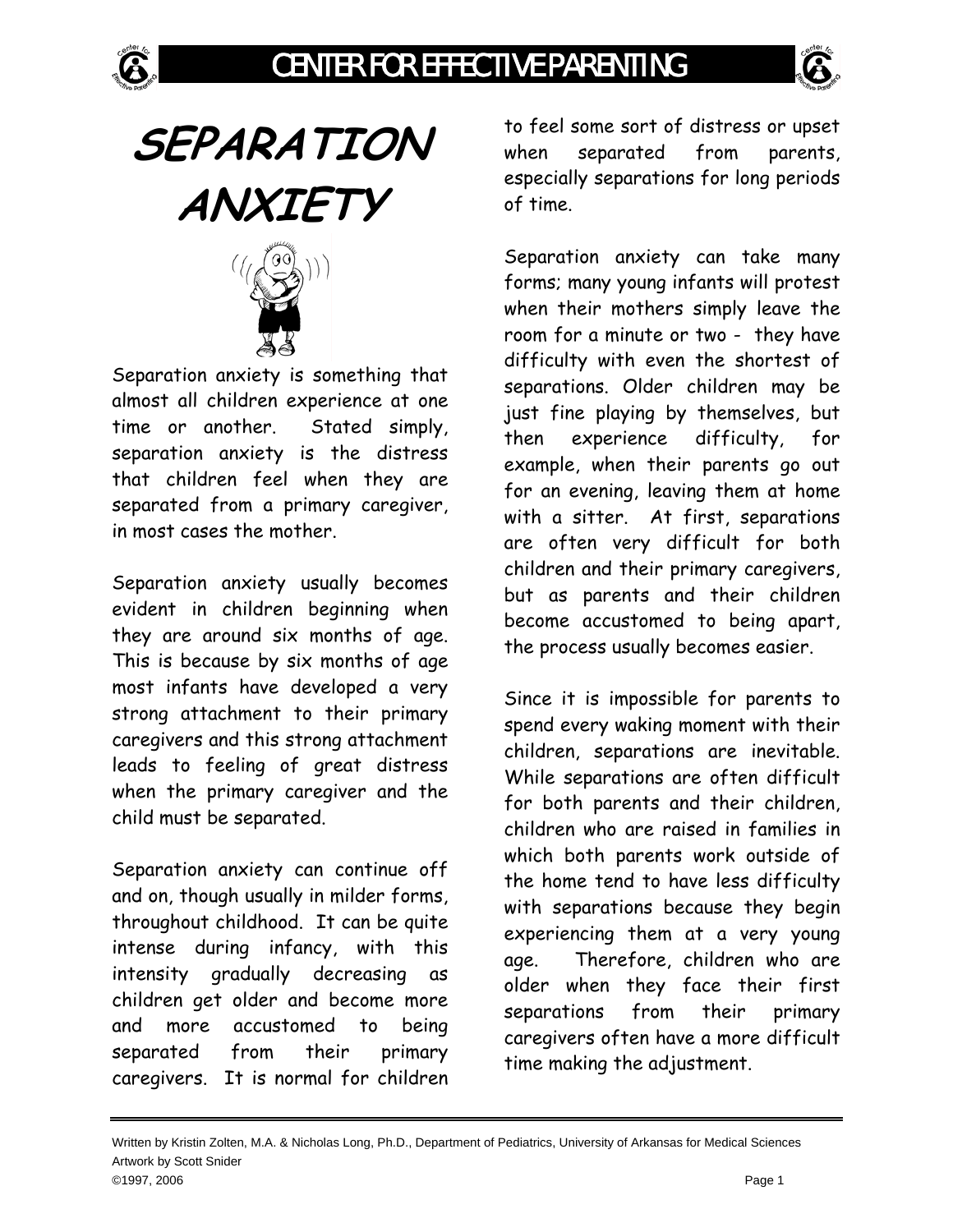# SEPARATION ANXIETY

Separation anxiety is something that almost all children experience at one time or another. Stated simply, separation anxiety is the distress that children feel when they are separated from a primary caregiver, in most cases the mother.

Separation anxiety usually becomes evident in children beginning when they are around six months of age. This is because by six months of age most infants have developed a very strong attachment to their primary caregivers and this strong attachment leads to feeling of great distress when the primary caregiver and the child must be separated.

Separation anxiety can continue off and on, though usually in milder forms, throughout childhood. It can be quite intense during infancy, with this intensity gradually decreasing as children get older and become more and more accustomed to being separated from their primary caregivers. It is normal for children to feel some sort of distress or upset when separated from parents, especially separations for long periods of time.

Separation anxiety can take many forms; many young infants will protest when their mothers simply leave the room for a minute or two - they have difficulty with even the shortest of separations. Older children may be just fine playing by themselves, but then experience difficulty, for example, when their parents go out for an evening, leaving them at home with a sitter. At first, separations are often very difficult for both children and their primary caregivers, but as parents and their children become accustomed to being apart, the process usually becomes easier.

Since it is impossible for parents to spend every waking moment with their children, separations are inevitable. While separations are often difficult for both parents and their children, children who are raised in families in which both parents work outside of the home tend to have less difficulty with separations because they begin experiencing them at a very young age. Therefore, children who are older when they face their first separations from their primary caregivers often have a more difficult time making the adjustment.

Written by Kristin Zolten, M.A. & Nicholas Long, Ph.D., Department of Pediatrics, University of Arkansas for Medical Sciences
Artwork by Scott Snider
©1997, 2006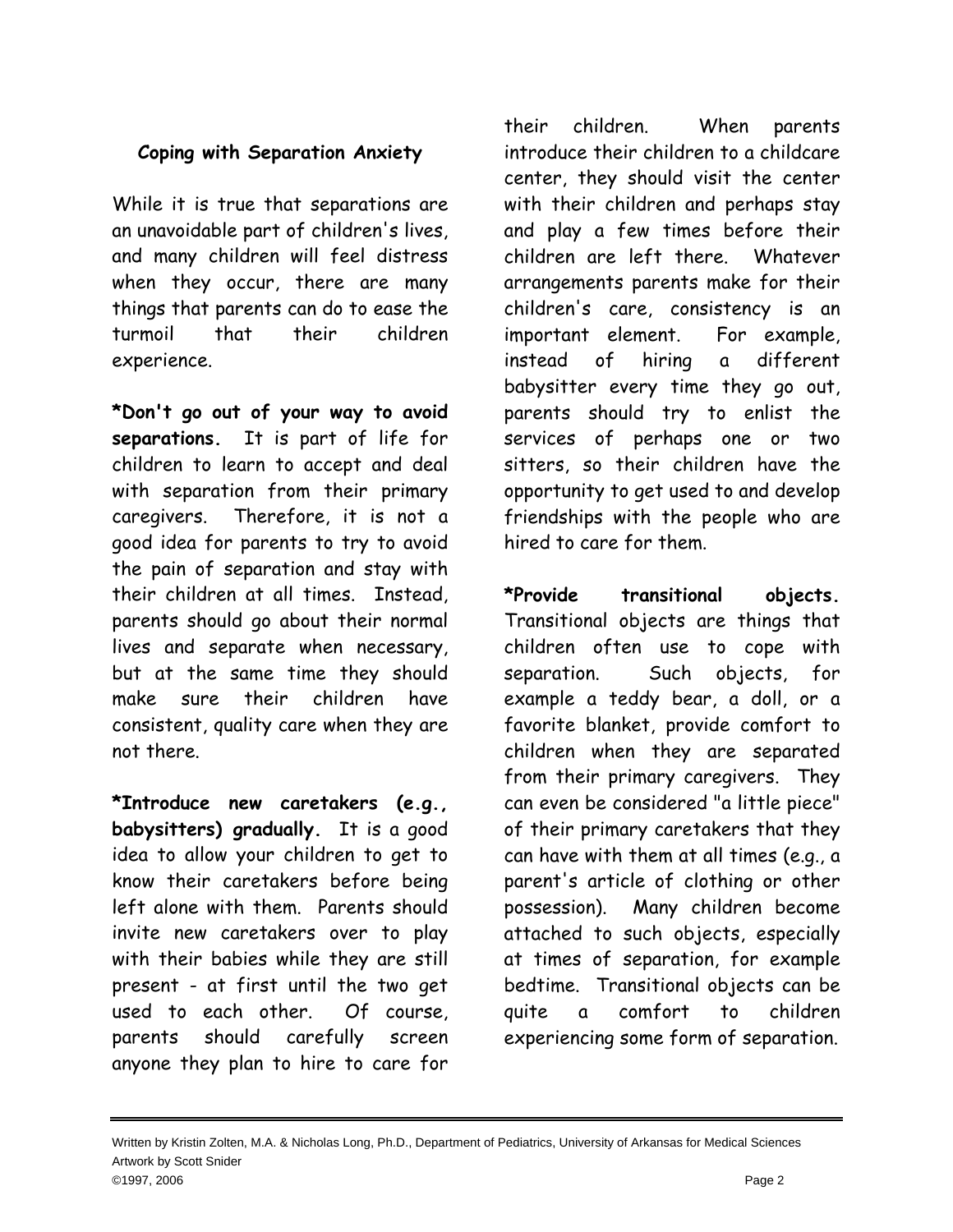## Coping with Separation Anxiety

While it is true that separations are an unavoidable part of children's lives, and many children will feel distress when they occur, there are many things that parents can do to ease the turmoil that their children experience.

**\*Don't go out of your way to avoid separations.** It is part of life for children to learn to accept and deal with separation from their primary caregivers. Therefore, it is not a good idea for parents to try to avoid the pain of separation and stay with their children at all times. Instead, parents should go about their normal lives and separate when necessary, but at the same time they should make sure their children have consistent, quality care when they are not there.

**\*Introduce new caretakers (e.g., babysitters) gradually.** It is a good idea to allow your children to get to know their caretakers before being left alone with them. Parents should invite new caretakers over to play with their babies while they are still present - at first until the two get used to each other. Of course, parents should carefully screen anyone they plan to hire to care for their children. When parents introduce their children to a childcare center, they should visit the center with their children and perhaps stay and play a few times before their children are left there. Whatever arrangements parents make for their children's care, consistency is an important element. For example, instead of hiring a different babysitter every time they go out, parents should try to enlist the services of perhaps one or two sitters, so their children have the opportunity to get used to and develop friendships with the people who are hired to care for them.

**\*Provide transitional objects.** Transitional objects are things that children often use to cope with separation. Such objects, for example a teddy bear, a doll, or a favorite blanket, provide comfort to children when they are separated from their primary caregivers. They can even be considered "a little piece" of their primary caretakers that they can have with them at all times (e.g., a parent's article of clothing or other possession). Many children become attached to such objects, especially at times of separation, for example bedtime. Transitional objects can be quite a comfort to children experiencing some form of separation.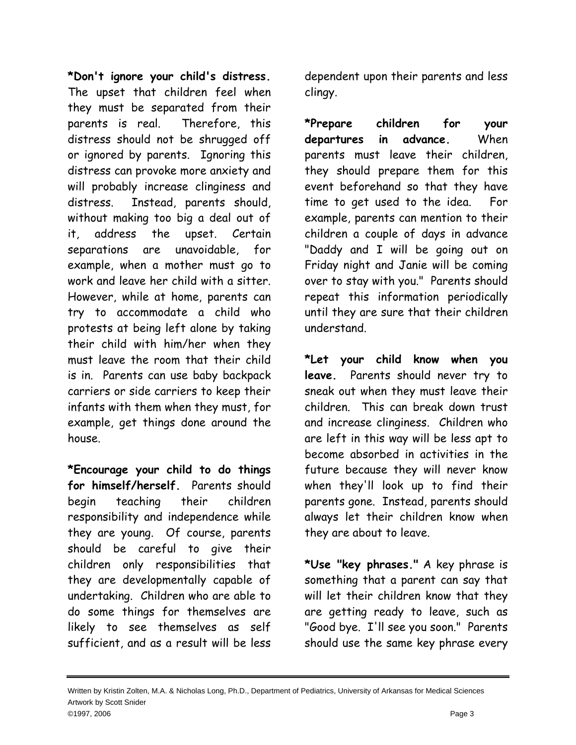**\*Don't ignore your child's distress.** The upset that children feel when they must be separated from their parents is real. Therefore, this distress should not be shrugged off or ignored by parents. Ignoring this distress can provoke more anxiety and will probably increase clinginess and distress. Instead, parents should, without making too big a deal out of it, address the upset. Certain separations are unavoidable, for example, when a mother must go to work and leave her child with a sitter. However, while at home, parents can try to accommodate a child who protests at being left alone by taking their child with him/her when they must leave the room that their child is in. Parents can use baby backpack carriers or side carriers to keep their infants with them when they must, for example, get things done around the house.

**\*Encourage your child to do things for himself/herself.** Parents should begin teaching their children responsibility and independence while they are young. Of course, parents should be careful to give their children only responsibilities that they are developmentally capable of undertaking. Children who are able to do some things for themselves are likely to see themselves as self sufficient, and as a result will be less dependent upon their parents and less clingy.

**\*Prepare children for your departures in advance.** When parents must leave their children, they should prepare them for this event beforehand so that they have time to get used to the idea. For example, parents can mention to their children a couple of days in advance "Daddy and I will be going out on Friday night and Janie will be coming over to stay with you." Parents should repeat this information periodically until they are sure that their children understand.

**\*Let your child know when you leave.** Parents should never try to sneak out when they must leave their children. This can break down trust and increase clinginess. Children who are left in this way will be less apt to become absorbed in activities in the future because they will never know when they'll look up to find their parents gone. Instead, parents should always let their children know when they are about to leave.

**\*Use "key phrases."** A key phrase is something that a parent can say that will let their children know that they are getting ready to leave, such as "Good bye. I'll see you soon." Parents should use the same key phrase every

Written by Kristin Zolten, M.A. & Nicholas Long, Ph.D., Department of Pediatrics, University of Arkansas for Medical Sciences
Artwork by Scott Snider
©1997, 2006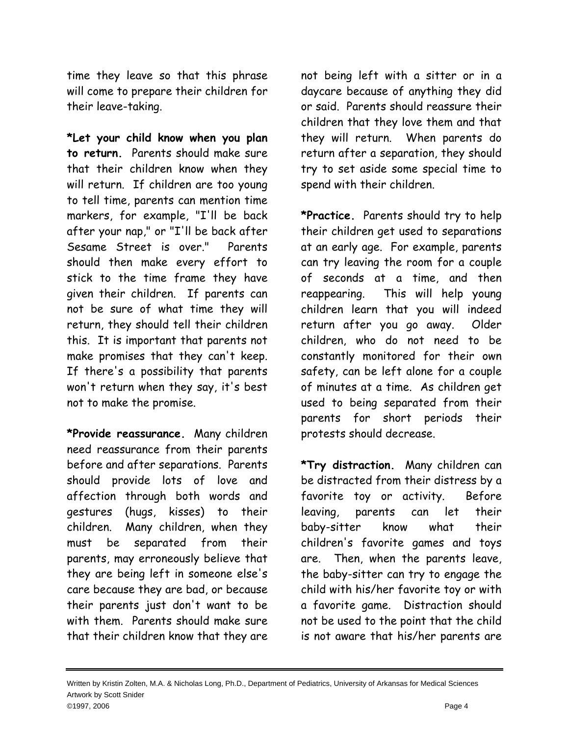time they leave so that this phrase will come to prepare their children for their leave-taking.

**\*Let your child know when you plan to return.** Parents should make sure that their children know when they will return. If children are too young to tell time, parents can mention time markers, for example, "I'll be back after your nap," or "I'll be back after Sesame Street is over." Parents should then make every effort to stick to the time frame they have given their children. If parents can not be sure of what time they will return, they should tell their children this. It is important that parents not make promises that they can't keep. If there's a possibility that parents won't return when they say, it's best not to make the promise.

**\*Provide reassurance.** Many children need reassurance from their parents before and after separations. Parents should provide lots of love and affection through both words and gestures (hugs, kisses) to their children. Many children, when they must be separated from their parents, may erroneously believe that they are being left in someone else's care because they are bad, or because their parents just don't want to be with them. Parents should make sure that their children know that they are not being left with a sitter or in a daycare because of anything they did or said. Parents should reassure their children that they love them and that they will return. When parents do return after a separation, they should try to set aside some special time to spend with their children.

**\*Practice.** Parents should try to help their children get used to separations at an early age. For example, parents can try leaving the room for a couple of seconds at a time, and then reappearing. This will help young children learn that you will indeed return after you go away. Older children, who do not need to be constantly monitored for their own safety, can be left alone for a couple of minutes at a time. As children get used to being separated from their parents for short periods their protests should decrease.

**\*Try distraction.** Many children can be distracted from their distress by a favorite toy or activity. Before leaving, parents can let their baby-sitter know what their children's favorite games and toys are. Then, when the parents leave, the baby-sitter can try to engage the child with his/her favorite toy or with a favorite game. Distraction should not be used to the point that the child is not aware that his/her parents are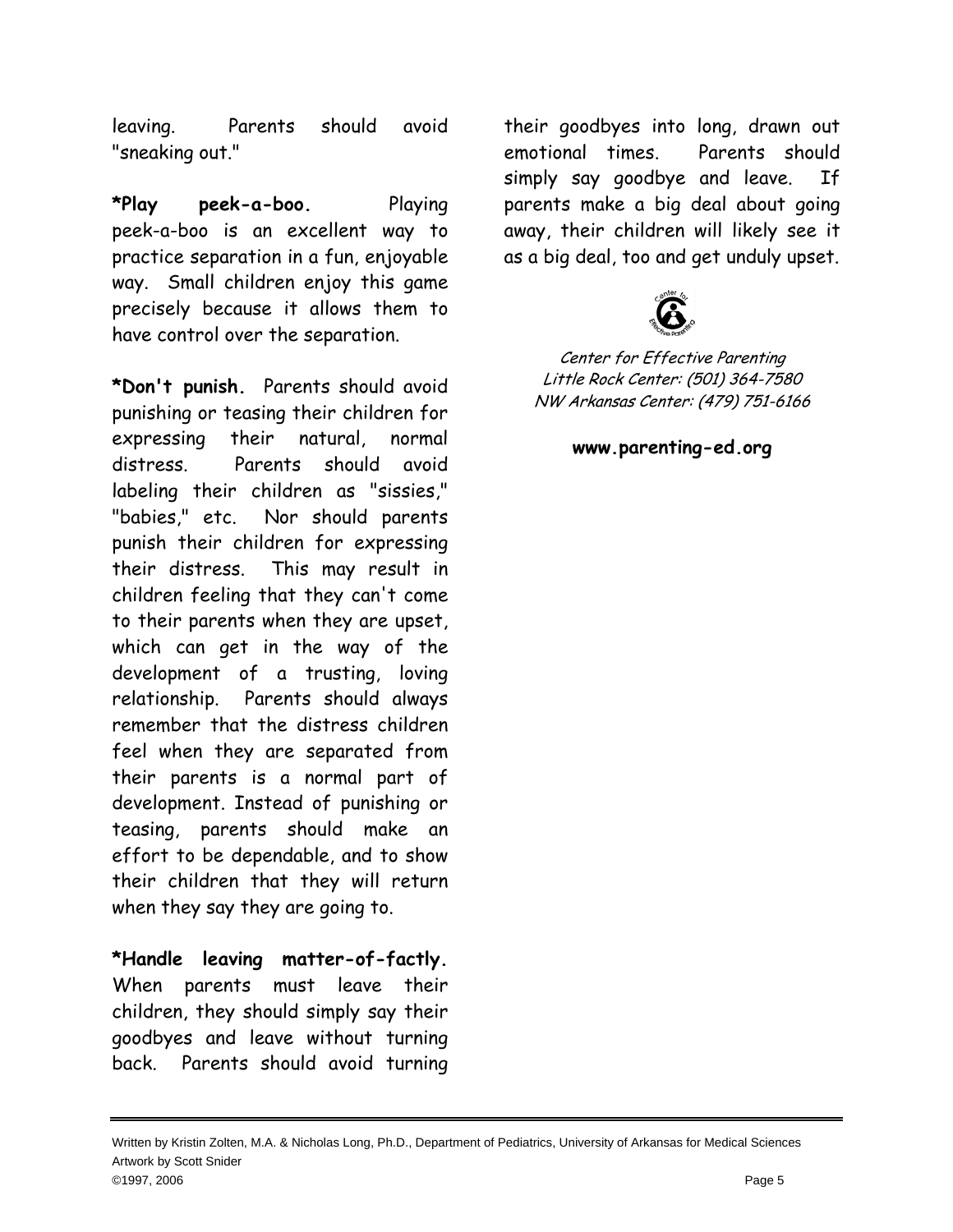leaving. Parents should avoid "sneaking out."

**\*Play peek-a-boo.** Playing peek-a-boo is an excellent way to practice separation in a fun, enjoyable way. Small children enjoy this game precisely because it allows them to have control over the separation.

**\*Don't punish.** Parents should avoid punishing or teasing their children for expressing their natural, normal distress. Parents should avoid labeling their children as "sissies," "babies," etc. Nor should parents punish their children for expressing their distress. This may result in children feeling that they can't come to their parents when they are upset, which can get in the way of the development of a trusting, loving relationship. Parents should always remember that the distress children feel when they are separated from their parents is a normal part of development. Instead of punishing or teasing, parents should make an effort to be dependable, and to show their children that they will return when they say they are going to.

**\*Handle leaving matter-of-factly.** When parents must leave their children, they should simply say their goodbyes and leave without turning back. Parents should avoid turning their goodbyes into long, drawn out emotional times. Parents should simply say goodbye and leave. If parents make a big deal about going away, their children will likely see it as a big deal, too and get unduly upset.

*Center for Effective Parenting*
*Little Rock Center: (501) 364-7580*
*NW Arkansas Center: (479) 751-6166*

**www.parenting-ed.org**

Written by Kristin Zolten, M.A. & Nicholas Long, Ph.D., Department of Pediatrics, University of Arkansas for Medical Sciences
Artwork by Scott Snider
©1997, 2006